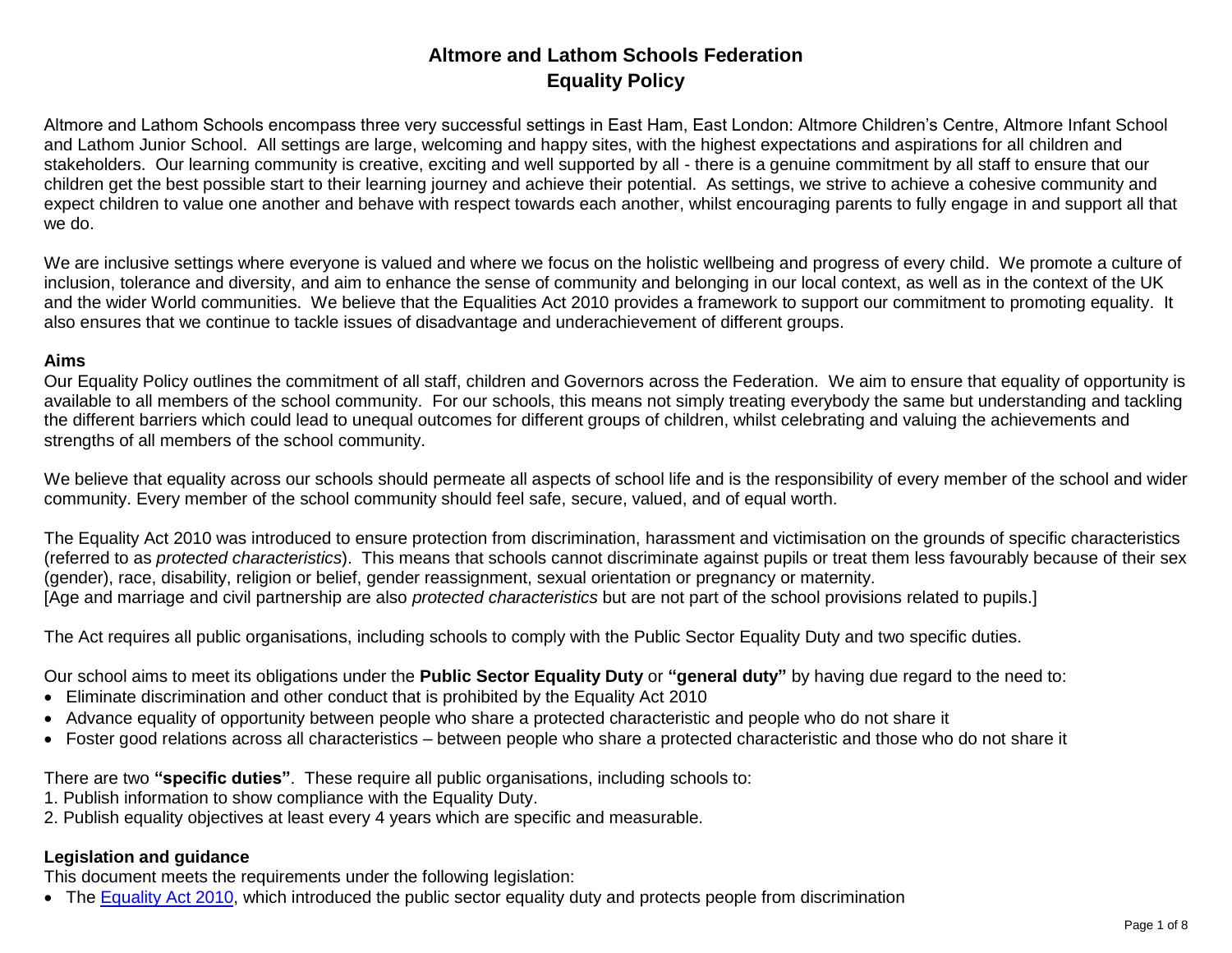# Altmore and Lathom Schools Federation
## Equality Policy

Altmore and Lathom Schools encompass three very successful settings in East Ham, East London: Altmore Children's Centre, Altmore Infant School and Lathom Junior School. All settings are large, welcoming and happy sites, with the highest expectations and aspirations for all children and stakeholders. Our learning community is creative, exciting and well supported by all - there is a genuine commitment by all staff to ensure that our children get the best possible start to their learning journey and achieve their potential. As settings, we strive to achieve a cohesive community and expect children to value one another and behave with respect towards each another, whilst encouraging parents to fully engage in and support all that we do.

We are inclusive settings where everyone is valued and where we focus on the holistic wellbeing and progress of every child. We promote a culture of inclusion, tolerance and diversity, and aim to enhance the sense of community and belonging in our local context, as well as in the context of the UK and the wider World communities. We believe that the Equalities Act 2010 provides a framework to support our commitment to promoting equality. It also ensures that we continue to tackle issues of disadvantage and underachievement of different groups.

### Aims

Our Equality Policy outlines the commitment of all staff, children and Governors across the Federation. We aim to ensure that equality of opportunity is available to all members of the school community. For our schools, this means not simply treating everybody the same but understanding and tackling the different barriers which could lead to unequal outcomes for different groups of children, whilst celebrating and valuing the achievements and strengths of all members of the school community.

We believe that equality across our schools should permeate all aspects of school life and is the responsibility of every member of the school and wider community. Every member of the school community should feel safe, secure, valued, and of equal worth.

The Equality Act 2010 was introduced to ensure protection from discrimination, harassment and victimisation on the grounds of specific characteristics (referred to as *protected characteristics*). This means that schools cannot discriminate against pupils or treat them less favourably because of their sex (gender), race, disability, religion or belief, gender reassignment, sexual orientation or pregnancy or maternity.
[Age and marriage and civil partnership are also *protected characteristics* but are not part of the school provisions related to pupils.]

The Act requires all public organisations, including schools to comply with the Public Sector Equality Duty and two specific duties.

Our school aims to meet its obligations under the **Public Sector Equality Duty** or **"general duty"** by having due regard to the need to:

- Eliminate discrimination and other conduct that is prohibited by the Equality Act 2010
- Advance equality of opportunity between people who share a protected characteristic and people who do not share it
- Foster good relations across all characteristics – between people who share a protected characteristic and those who do not share it

There are two **"specific duties"**. These require all public organisations, including schools to:

1. Publish information to show compliance with the Equality Duty.
2. Publish equality objectives at least every 4 years which are specific and measurable.

### Legislation and guidance

This document meets the requirements under the following legislation:

- The Equality Act 2010, which introduced the public sector equality duty and protects people from discrimination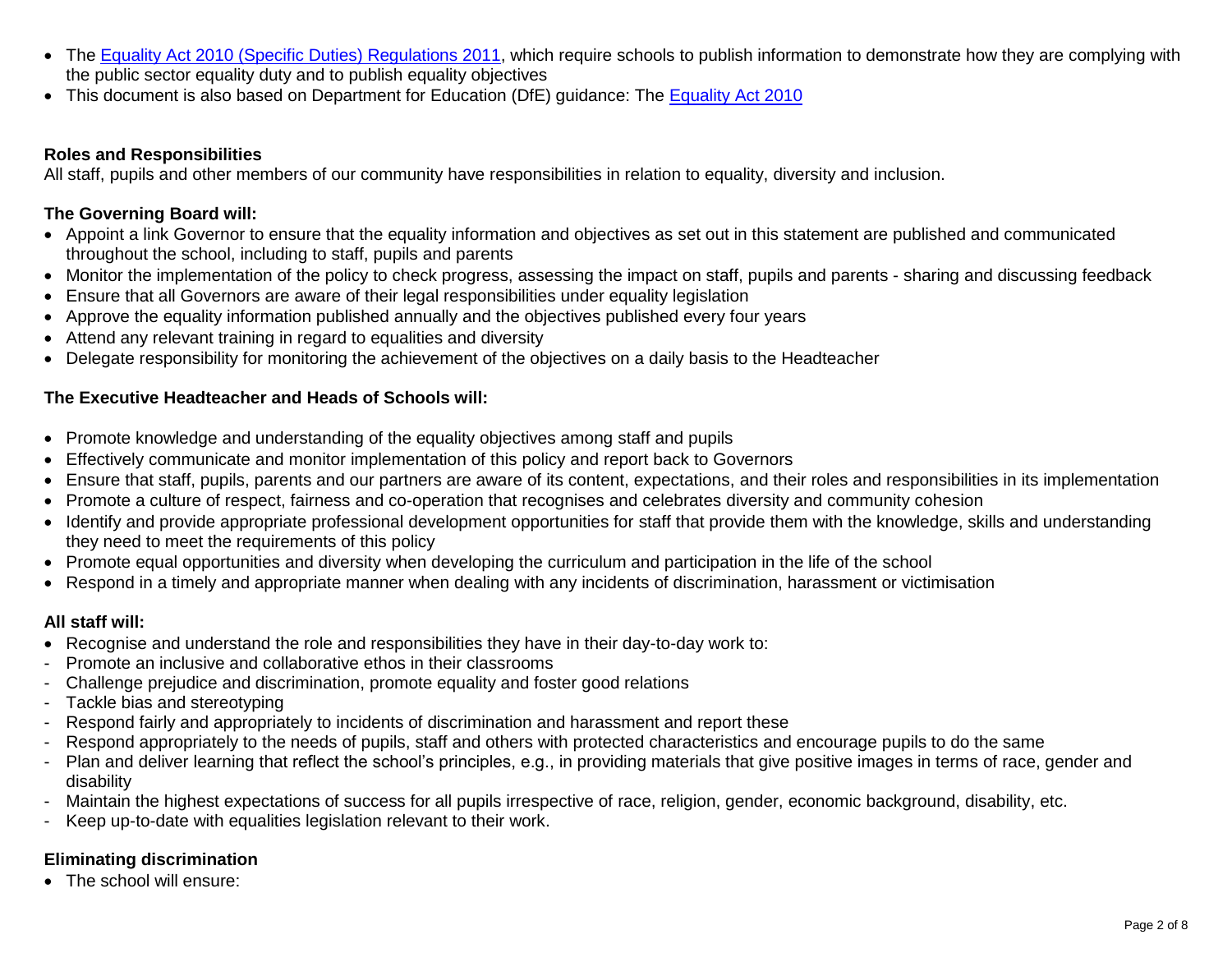- The [Equality Act 2010 (Specific Duties) Regulations 2011](), which require schools to publish information to demonstrate how they are complying with the public sector equality duty and to publish equality objectives
- This document is also based on Department for Education (DfE) guidance: The [Equality Act 2010]()

**Roles and Responsibilities**

All staff, pupils and other members of our community have responsibilities in relation to equality, diversity and inclusion.

**The Governing Board will:**

- Appoint a link Governor to ensure that the equality information and objectives as set out in this statement are published and communicated throughout the school, including to staff, pupils and parents
- Monitor the implementation of the policy to check progress, assessing the impact on staff, pupils and parents - sharing and discussing feedback
- Ensure that all Governors are aware of their legal responsibilities under equality legislation
- Approve the equality information published annually and the objectives published every four years
- Attend any relevant training in regard to equalities and diversity
- Delegate responsibility for monitoring the achievement of the objectives on a daily basis to the Headteacher

**The Executive Headteacher and Heads of Schools will:**

- Promote knowledge and understanding of the equality objectives among staff and pupils
- Effectively communicate and monitor implementation of this policy and report back to Governors
- Ensure that staff, pupils, parents and our partners are aware of its content, expectations, and their roles and responsibilities in its implementation
- Promote a culture of respect, fairness and co-operation that recognises and celebrates diversity and community cohesion
- Identify and provide appropriate professional development opportunities for staff that provide them with the knowledge, skills and understanding they need to meet the requirements of this policy
- Promote equal opportunities and diversity when developing the curriculum and participation in the life of the school
- Respond in a timely and appropriate manner when dealing with any incidents of discrimination, harassment or victimisation

**All staff will:**

- Recognise and understand the role and responsibilities they have in their day-to-day work to:
  - Promote an inclusive and collaborative ethos in their classrooms
  - Challenge prejudice and discrimination, promote equality and foster good relations
  - Tackle bias and stereotyping
  - Respond fairly and appropriately to incidents of discrimination and harassment and report these
  - Respond appropriately to the needs of pupils, staff and others with protected characteristics and encourage pupils to do the same
  - Plan and deliver learning that reflect the school's principles, e.g., in providing materials that give positive images in terms of race, gender and disability
  - Maintain the highest expectations of success for all pupils irrespective of race, religion, gender, economic background, disability, etc.
  - Keep up-to-date with equalities legislation relevant to their work.

**Eliminating discrimination**

- The school will ensure: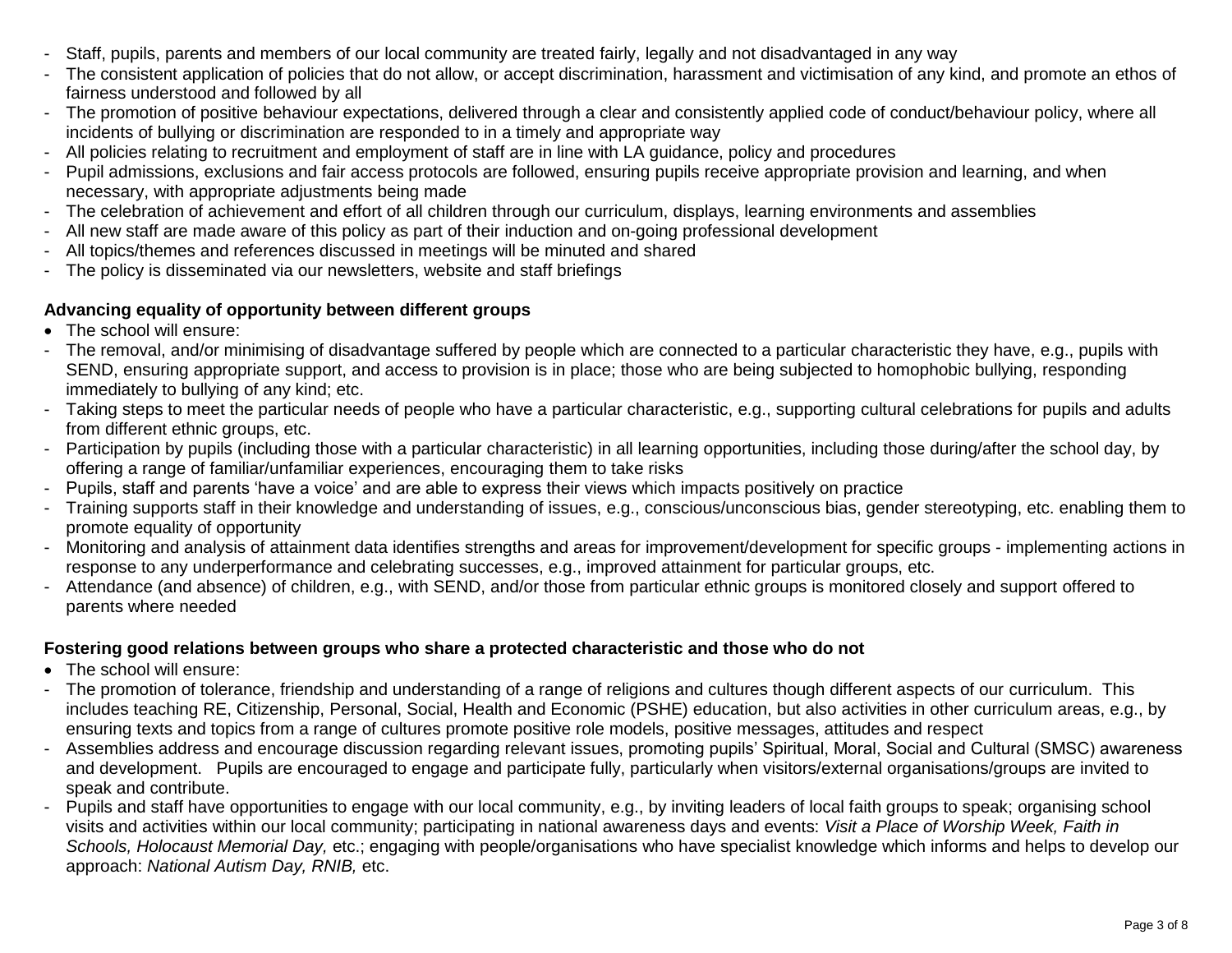- Staff, pupils, parents and members of our local community are treated fairly, legally and not disadvantaged in any way
- The consistent application of policies that do not allow, or accept discrimination, harassment and victimisation of any kind, and promote an ethos of fairness understood and followed by all
- The promotion of positive behaviour expectations, delivered through a clear and consistently applied code of conduct/behaviour policy, where all incidents of bullying or discrimination are responded to in a timely and appropriate way
- All policies relating to recruitment and employment of staff are in line with LA guidance, policy and procedures
- Pupil admissions, exclusions and fair access protocols are followed, ensuring pupils receive appropriate provision and learning, and when necessary, with appropriate adjustments being made
- The celebration of achievement and effort of all children through our curriculum, displays, learning environments and assemblies
- All new staff are made aware of this policy as part of their induction and on-going professional development
- All topics/themes and references discussed in meetings will be minuted and shared
- The policy is disseminated via our newsletters, website and staff briefings

**Advancing equality of opportunity between different groups**

- The school will ensure:
- The removal, and/or minimising of disadvantage suffered by people which are connected to a particular characteristic they have, e.g., pupils with SEND, ensuring appropriate support, and access to provision is in place; those who are being subjected to homophobic bullying, responding immediately to bullying of any kind; etc.
- Taking steps to meet the particular needs of people who have a particular characteristic, e.g., supporting cultural celebrations for pupils and adults from different ethnic groups, etc.
- Participation by pupils (including those with a particular characteristic) in all learning opportunities, including those during/after the school day, by offering a range of familiar/unfamiliar experiences, encouraging them to take risks
- Pupils, staff and parents 'have a voice' and are able to express their views which impacts positively on practice
- Training supports staff in their knowledge and understanding of issues, e.g., conscious/unconscious bias, gender stereotyping, etc. enabling them to promote equality of opportunity
- Monitoring and analysis of attainment data identifies strengths and areas for improvement/development for specific groups - implementing actions in response to any underperformance and celebrating successes, e.g., improved attainment for particular groups, etc.
- Attendance (and absence) of children, e.g., with SEND, and/or those from particular ethnic groups is monitored closely and support offered to parents where needed

**Fostering good relations between groups who share a protected characteristic and those who do not**

- The school will ensure:
- The promotion of tolerance, friendship and understanding of a range of religions and cultures though different aspects of our curriculum. This includes teaching RE, Citizenship, Personal, Social, Health and Economic (PSHE) education, but also activities in other curriculum areas, e.g., by ensuring texts and topics from a range of cultures promote positive role models, positive messages, attitudes and respect
- Assemblies address and encourage discussion regarding relevant issues, promoting pupils' Spiritual, Moral, Social and Cultural (SMSC) awareness and development. Pupils are encouraged to engage and participate fully, particularly when visitors/external organisations/groups are invited to speak and contribute.
- Pupils and staff have opportunities to engage with our local community, e.g., by inviting leaders of local faith groups to speak; organising school visits and activities within our local community; participating in national awareness days and events: *Visit a Place of Worship Week, Faith in Schools, Holocaust Memorial Day,* etc.; engaging with people/organisations who have specialist knowledge which informs and helps to develop our approach: *National Autism Day, RNIB,* etc.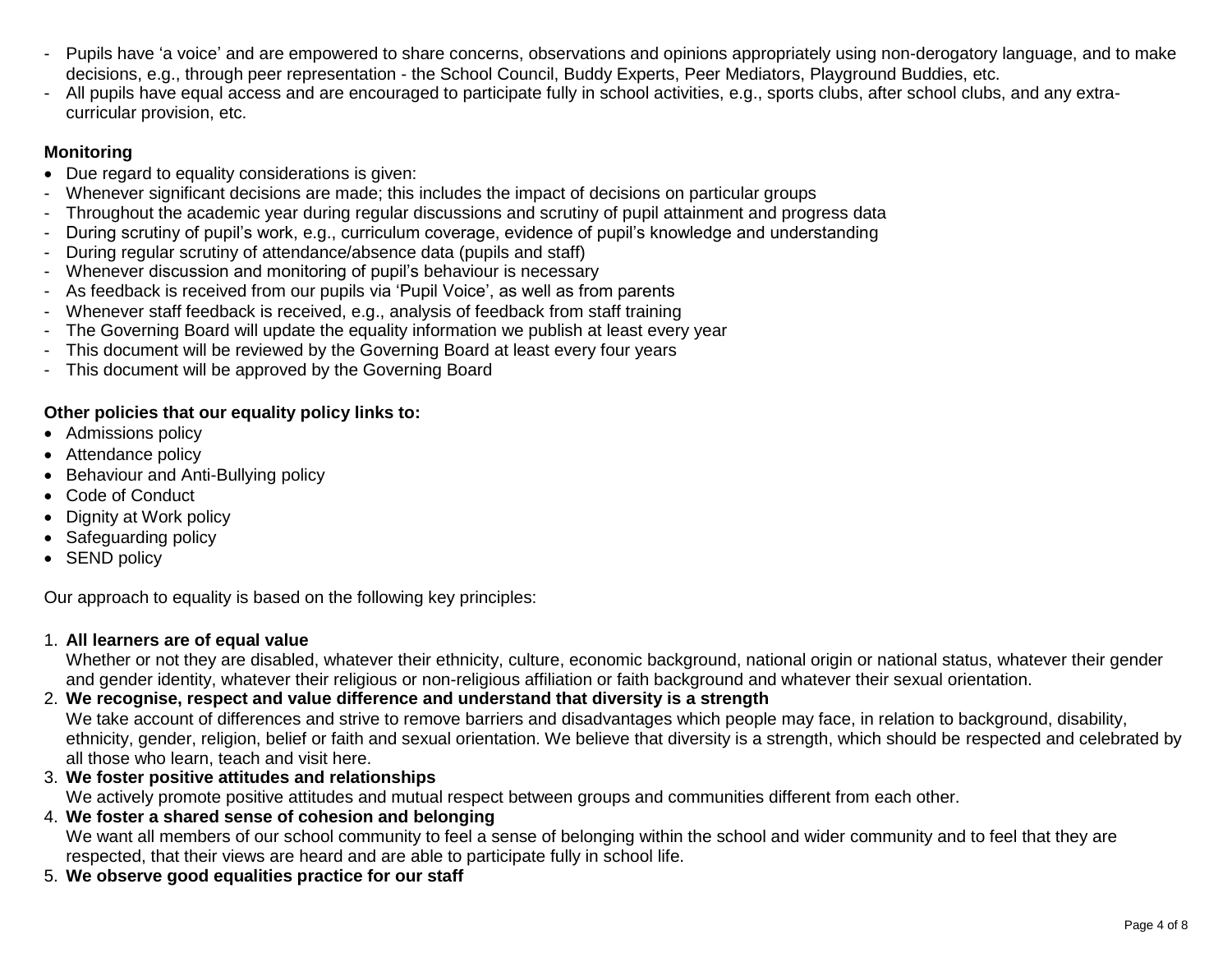- Pupils have 'a voice' and are empowered to share concerns, observations and opinions appropriately using non-derogatory language, and to make decisions, e.g., through peer representation - the School Council, Buddy Experts, Peer Mediators, Playground Buddies, etc.
- All pupils have equal access and are encouraged to participate fully in school activities, e.g., sports clubs, after school clubs, and any extra-curricular provision, etc.

**Monitoring**

- Due regard to equality considerations is given:
- Whenever significant decisions are made; this includes the impact of decisions on particular groups
- Throughout the academic year during regular discussions and scrutiny of pupil attainment and progress data
- During scrutiny of pupil's work, e.g., curriculum coverage, evidence of pupil's knowledge and understanding
- During regular scrutiny of attendance/absence data (pupils and staff)
- Whenever discussion and monitoring of pupil's behaviour is necessary
- As feedback is received from our pupils via 'Pupil Voice', as well as from parents
- Whenever staff feedback is received, e.g., analysis of feedback from staff training
- The Governing Board will update the equality information we publish at least every year
- This document will be reviewed by the Governing Board at least every four years
- This document will be approved by the Governing Board

**Other policies that our equality policy links to:**

- Admissions policy
- Attendance policy
- Behaviour and Anti-Bullying policy
- Code of Conduct
- Dignity at Work policy
- Safeguarding policy
- SEND policy

Our approach to equality is based on the following key principles:

1. **All learners are of equal value**
   Whether or not they are disabled, whatever their ethnicity, culture, economic background, national origin or national status, whatever their gender and gender identity, whatever their religious or non-religious affiliation or faith background and whatever their sexual orientation.
2. **We recognise, respect and value difference and understand that diversity is a strength**
   We take account of differences and strive to remove barriers and disadvantages which people may face, in relation to background, disability, ethnicity, gender, religion, belief or faith and sexual orientation. We believe that diversity is a strength, which should be respected and celebrated by all those who learn, teach and visit here.
3. **We foster positive attitudes and relationships**
   We actively promote positive attitudes and mutual respect between groups and communities different from each other.
4. **We foster a shared sense of cohesion and belonging**
   We want all members of our school community to feel a sense of belonging within the school and wider community and to feel that they are respected, that their views are heard and are able to participate fully in school life.
5. **We observe good equalities practice for our staff**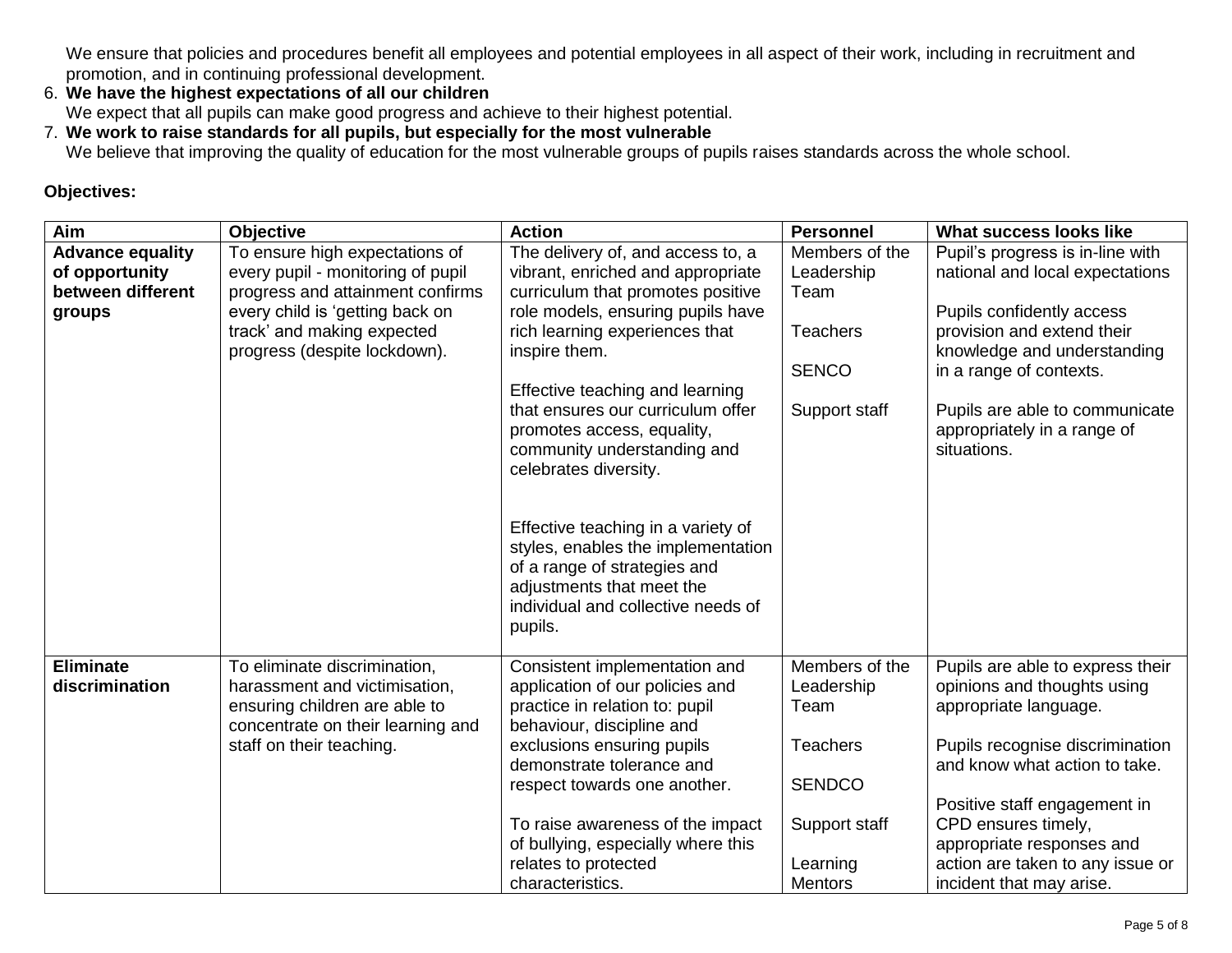We ensure that policies and procedures benefit all employees and potential employees in all aspect of their work, including in recruitment and promotion, and in continuing professional development.

6. **We have the highest expectations of all our children**
   We expect that all pupils can make good progress and achieve to their highest potential.
7. **We work to raise standards for all pupils, but especially for the most vulnerable**
   We believe that improving the quality of education for the most vulnerable groups of pupils raises standards across the whole school.

**Objectives:**

| Aim | Objective | Action | Personnel | What success looks like |
|---|---|---|---|---|
| **Advance equality of opportunity between different groups** | To ensure high expectations of every pupil - monitoring of pupil progress and attainment confirms every child is 'getting back on track' and making expected progress (despite lockdown). | The delivery of, and access to, a vibrant, enriched and appropriate curriculum that promotes positive role models, ensuring pupils have rich learning experiences that inspire them.<br><br>Effective teaching and learning that ensures our curriculum offer promotes access, equality, community understanding and celebrates diversity.<br><br>Effective teaching in a variety of styles, enables the implementation of a range of strategies and adjustments that meet the individual and collective needs of pupils. | Members of the Leadership Team<br><br>Teachers<br><br>SENCO<br><br>Support staff | Pupil's progress is in-line with national and local expectations<br><br>Pupils confidently access provision and extend their knowledge and understanding in a range of contexts.<br><br>Pupils are able to communicate appropriately in a range of situations. |
| **Eliminate discrimination** | To eliminate discrimination, harassment and victimisation, ensuring children are able to concentrate on their learning and staff on their teaching. | Consistent implementation and application of our policies and practice in relation to: pupil behaviour, discipline and exclusions ensuring pupils demonstrate tolerance and respect towards one another.<br><br>To raise awareness of the impact of bullying, especially where this relates to protected characteristics. | Members of the Leadership Team<br><br>Teachers<br><br>SENDCO<br><br>Support staff<br><br>Learning Mentors | Pupils are able to express their opinions and thoughts using appropriate language.<br><br>Pupils recognise discrimination and know what action to take.<br><br>Positive staff engagement in CPD ensures timely, appropriate responses and action are taken to any issue or incident that may arise. |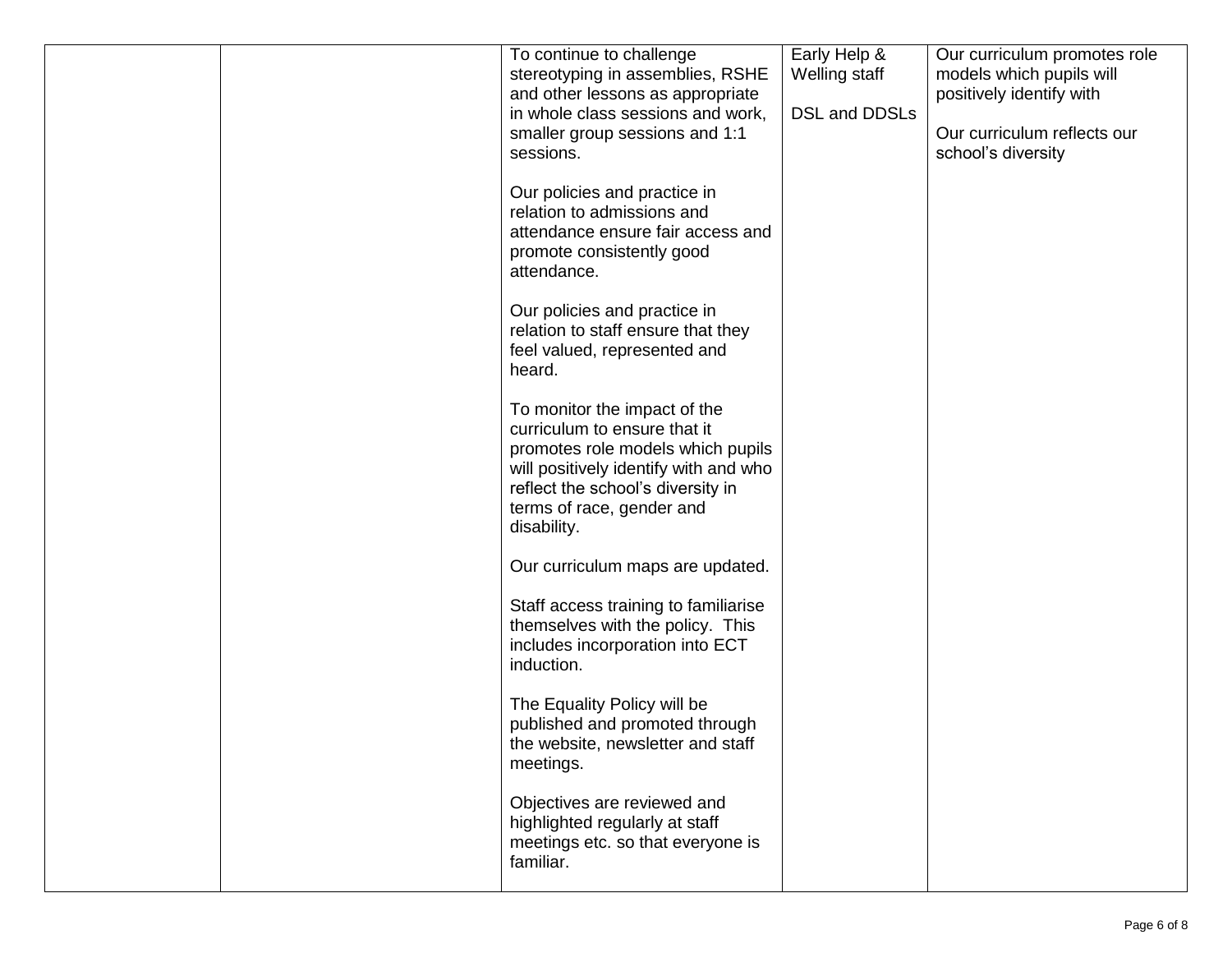| | | | | |
|---|---|---|---|---|
| | | To continue to challenge stereotyping in assemblies, RSHE and other lessons as appropriate in whole class sessions and work, smaller group sessions and 1:1 sessions.<br><br>Our policies and practice in relation to admissions and attendance ensure fair access and promote consistently good attendance.<br><br>Our policies and practice in relation to staff ensure that they feel valued, represented and heard.<br><br>To monitor the impact of the curriculum to ensure that it promotes role models which pupils will positively identify with and who reflect the school's diversity in terms of race, gender and disability.<br><br>Our curriculum maps are updated.<br><br>Staff access training to familiarise themselves with the policy. This includes incorporation into ECT induction.<br><br>The Equality Policy will be published and promoted through the website, newsletter and staff meetings.<br><br>Objectives are reviewed and highlighted regularly at staff meetings etc. so that everyone is familiar. | Early Help & Welling staff<br><br>DSL and DDSLs | Our curriculum promotes role models which pupils will positively identify with<br><br>Our curriculum reflects our school's diversity |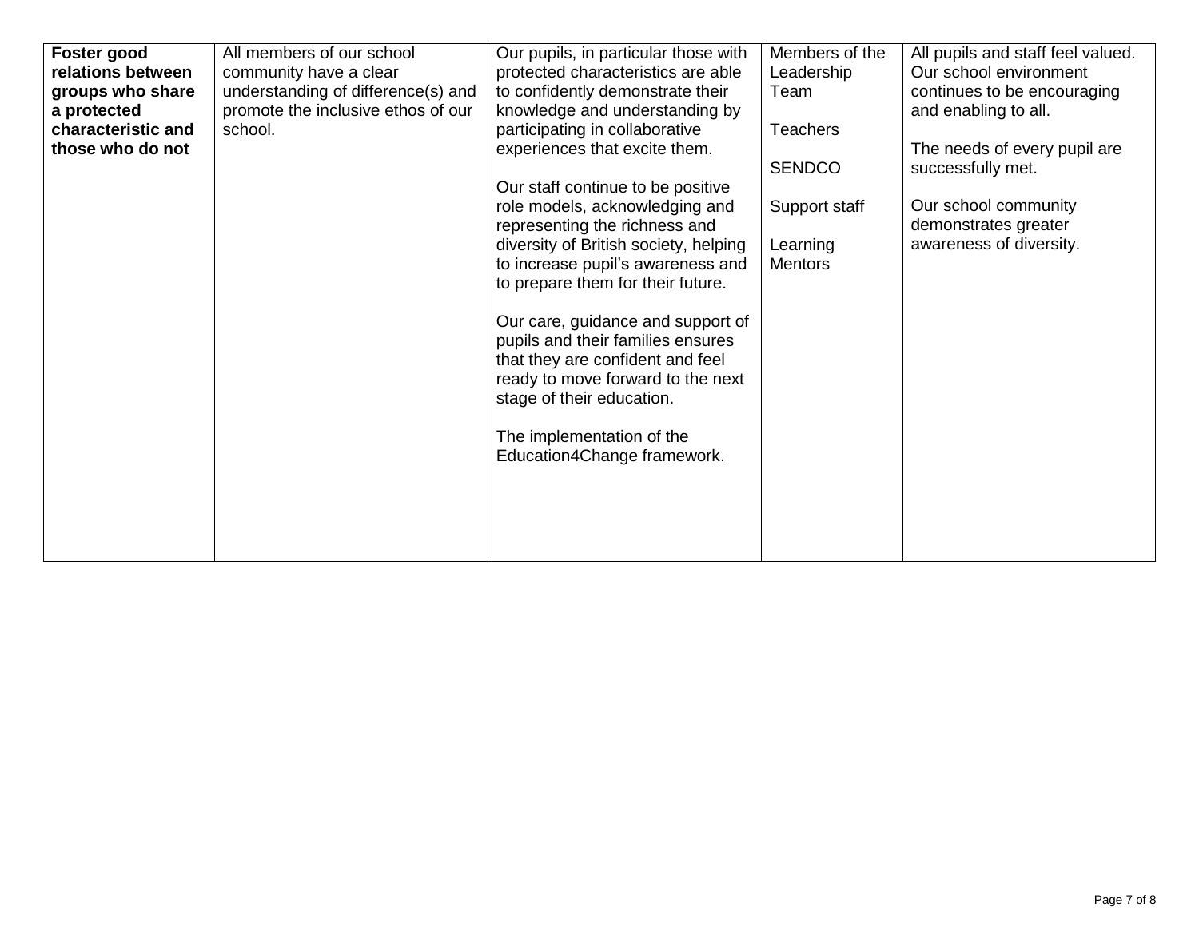| | | | | |
|---|---|---|---|---|
| **Foster good relations between groups who share a protected characteristic and those who do not** | All members of our school community have a clear understanding of difference(s) and promote the inclusive ethos of our school. | Our pupils, in particular those with protected characteristics are able to confidently demonstrate their knowledge and understanding by participating in collaborative experiences that excite them.<br><br>Our staff continue to be positive role models, acknowledging and representing the richness and diversity of British society, helping to increase pupil's awareness and to prepare them for their future.<br><br>Our care, guidance and support of pupils and their families ensures that they are confident and feel ready to move forward to the next stage of their education.<br><br>The implementation of the Education4Change framework. | Members of the Leadership Team<br><br>Teachers<br><br>SENDCO<br><br>Support staff<br><br>Learning Mentors | All pupils and staff feel valued. Our school environment continues to be encouraging and enabling to all.<br><br>The needs of every pupil are successfully met.<br><br>Our school community demonstrates greater awareness of diversity. |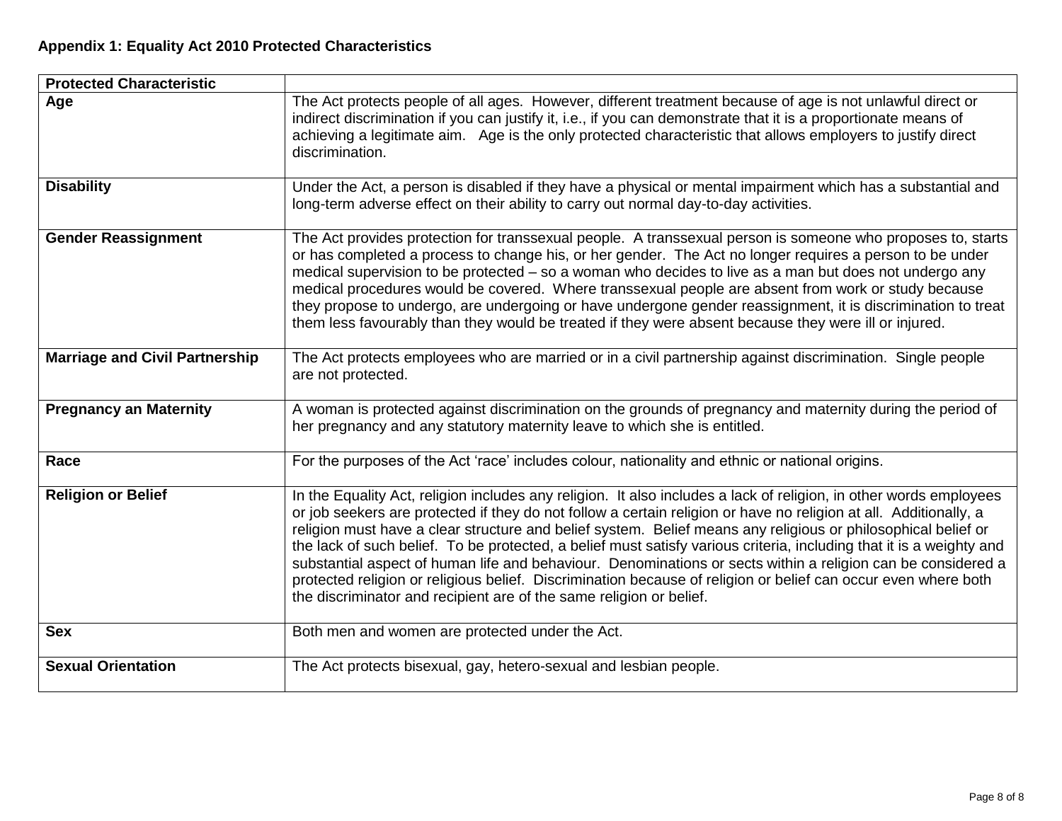**Appendix 1: Equality Act 2010 Protected Characteristics**

| **Protected Characteristic** | |
|---|---|
| **Age** | The Act protects people of all ages. However, different treatment because of age is not unlawful direct or indirect discrimination if you can justify it, i.e., if you can demonstrate that it is a proportionate means of achieving a legitimate aim. Age is the only protected characteristic that allows employers to justify direct discrimination. |
| **Disability** | Under the Act, a person is disabled if they have a physical or mental impairment which has a substantial and long-term adverse effect on their ability to carry out normal day-to-day activities. |
| **Gender Reassignment** | The Act provides protection for transsexual people. A transsexual person is someone who proposes to, starts or has completed a process to change his, or her gender. The Act no longer requires a person to be under medical supervision to be protected – so a woman who decides to live as a man but does not undergo any medical procedures would be covered. Where transsexual people are absent from work or study because they propose to undergo, are undergoing or have undergone gender reassignment, it is discrimination to treat them less favourably than they would be treated if they were absent because they were ill or injured. |
| **Marriage and Civil Partnership** | The Act protects employees who are married or in a civil partnership against discrimination. Single people are not protected. |
| **Pregnancy an Maternity** | A woman is protected against discrimination on the grounds of pregnancy and maternity during the period of her pregnancy and any statutory maternity leave to which she is entitled. |
| **Race** | For the purposes of the Act 'race' includes colour, nationality and ethnic or national origins. |
| **Religion or Belief** | In the Equality Act, religion includes any religion. It also includes a lack of religion, in other words employees or job seekers are protected if they do not follow a certain religion or have no religion at all. Additionally, a religion must have a clear structure and belief system. Belief means any religious or philosophical belief or the lack of such belief. To be protected, a belief must satisfy various criteria, including that it is a weighty and substantial aspect of human life and behaviour. Denominations or sects within a religion can be considered a protected religion or religious belief. Discrimination because of religion or belief can occur even where both the discriminator and recipient are of the same religion or belief. |
| **Sex** | Both men and women are protected under the Act. |
| **Sexual Orientation** | The Act protects bisexual, gay, hetero-sexual and lesbian people. |